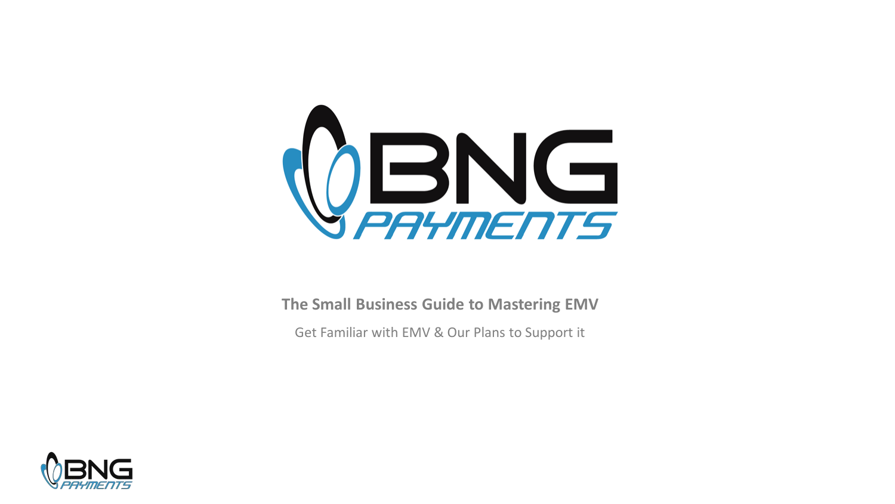BNG PAYMENTS

# The Small Business Guide to Mastering EMV

Get Familiar with EMV & Our Plans to Support it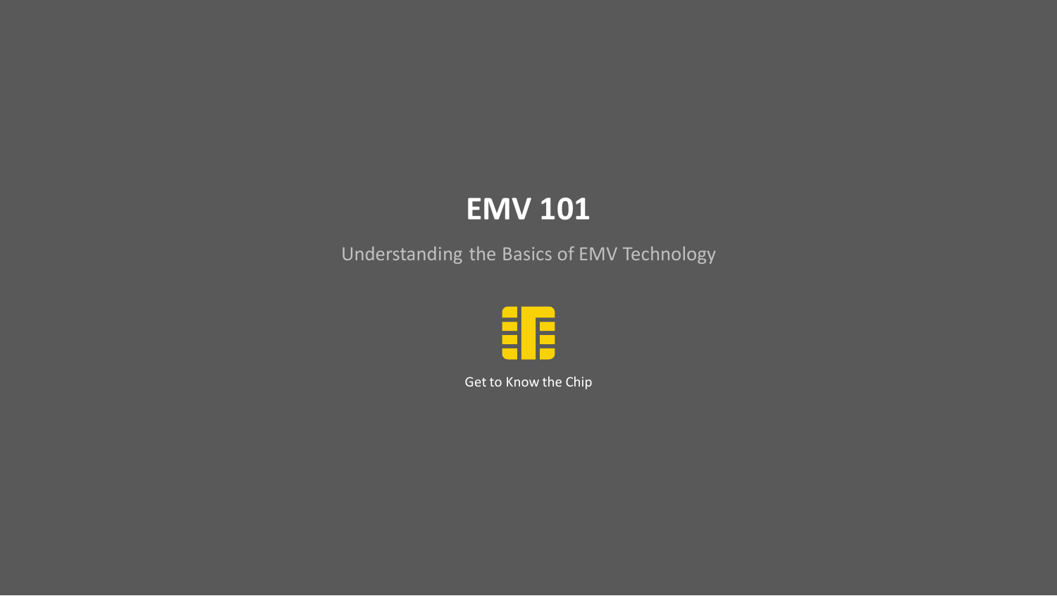# EMV 101

Understanding the Basics of EMV Technology

Get to Know the Chip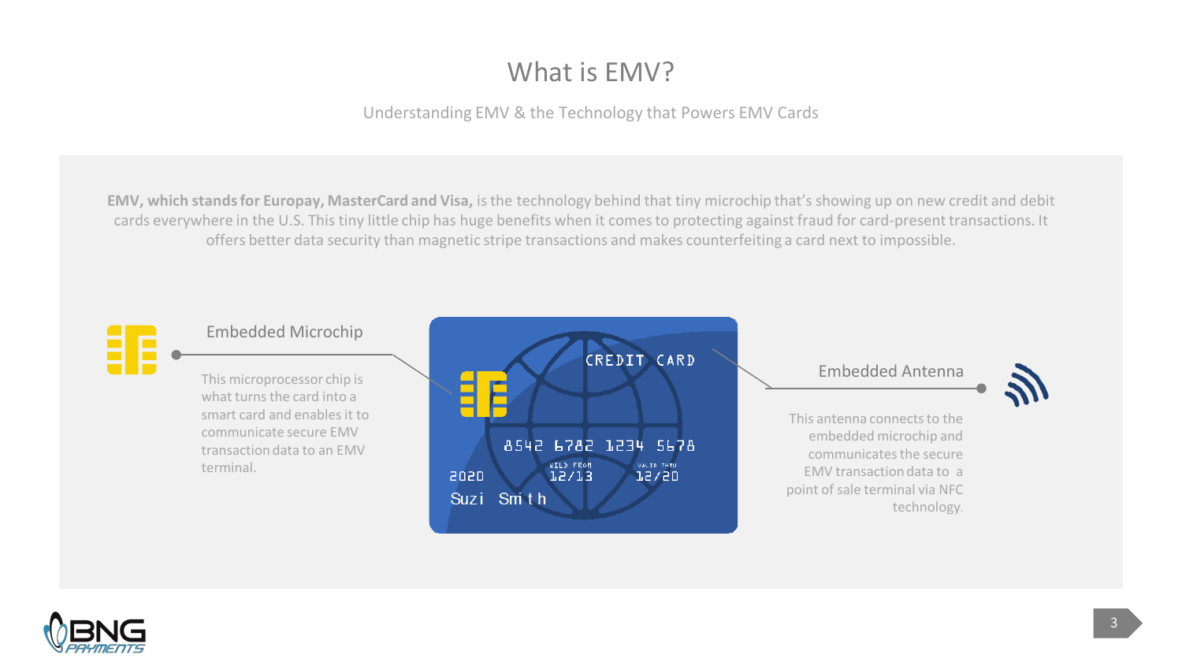# What is EMV?

Understanding EMV & the Technology that Powers EMV Cards

**EMV, which stands for Europay, MasterCard and Visa,** is the technology behind that tiny microchip that's showing up on new credit and debit cards everywhere in the U.S. This tiny little chip has huge benefits when it comes to protecting against fraud for card-present transactions. It offers better data security than magnetic stripe transactions and makes counterfeiting a card next to impossible.

## Embedded Microchip

This microprocessor chip is what turns the card into a smart card and enables it to communicate secure EMV transaction data to an EMV terminal.

## Embedded Antenna

This antenna connects to the embedded microchip and communicates the secure EMV transaction data to a point of sale terminal via NFC technology.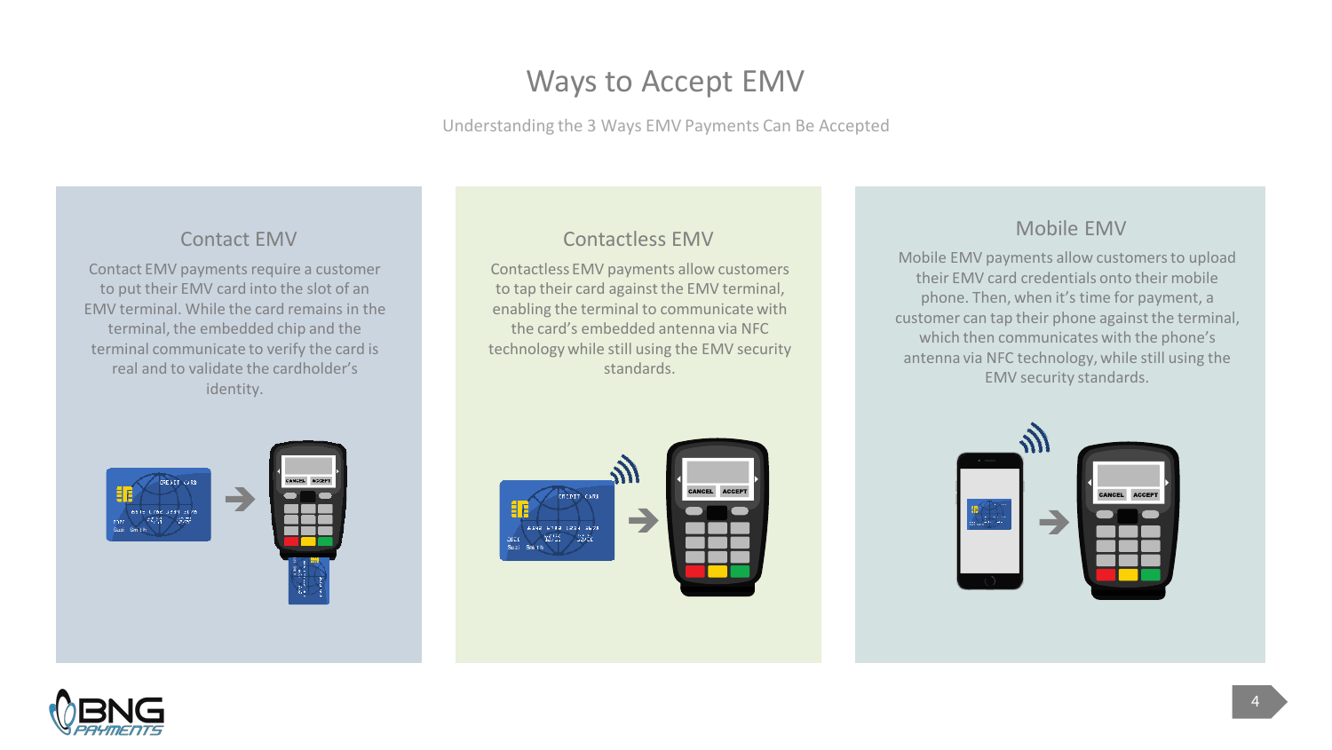# Ways to Accept EMV

Understanding the 3 Ways EMV Payments Can Be Accepted

## Contact EMV

Contact EMV payments require a customer to put their EMV card into the slot of an EMV terminal. While the card remains in the terminal, the embedded chip and the terminal communicate to verify the card is real and to validate the cardholder's identity.

## Contactless EMV

Contactless EMV payments allow customers to tap their card against the EMV terminal, enabling the terminal to communicate with the card's embedded antenna via NFC technology while still using the EMV security standards.

## Mobile EMV

Mobile EMV payments allow customers to upload their EMV card credentials onto their mobile phone. Then, when it's time for payment, a customer can tap their phone against the terminal, which then communicates with the phone's antenna via NFC technology, while still using the EMV security standards.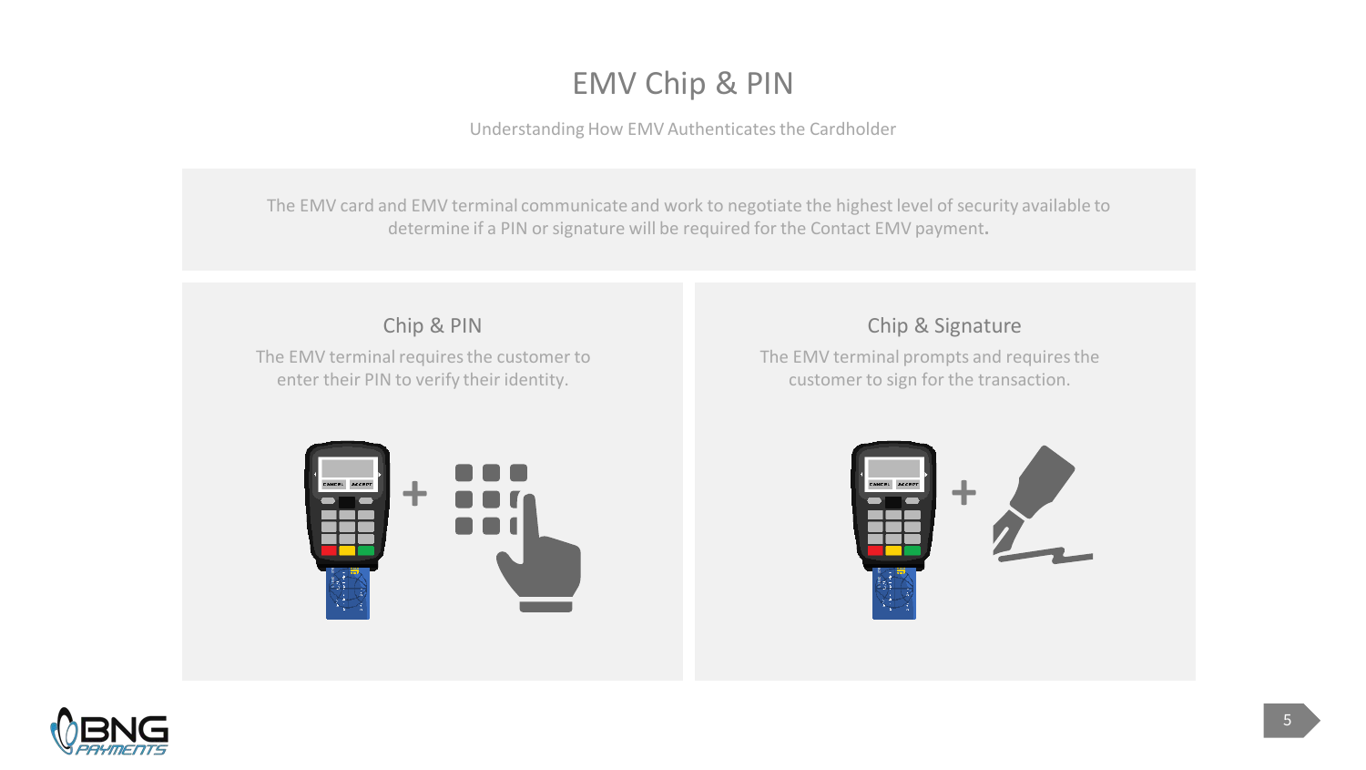# EMV Chip & PIN

Understanding How EMV Authenticates the Cardholder

The EMV card and EMV terminal communicate and work to negotiate the highest level of security available to determine if a PIN or signature will be required for the Contact EMV payment.

## Chip & PIN

The EMV terminal requires the customer to enter their PIN to verify their identity.

## Chip & Signature

The EMV terminal prompts and requires the customer to sign for the transaction.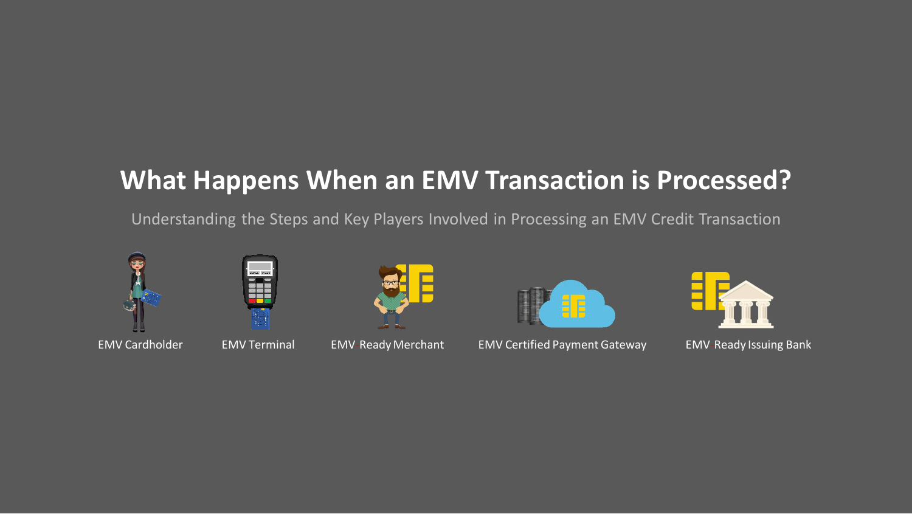# What Happens When an EMV Transaction is Processed?

Understanding the Steps and Key Players Involved in Processing an EMV Credit Transaction

EMV Cardholder

EMV Terminal

EMV Ready Merchant

EMV Certified Payment Gateway

EMV Ready Issuing Bank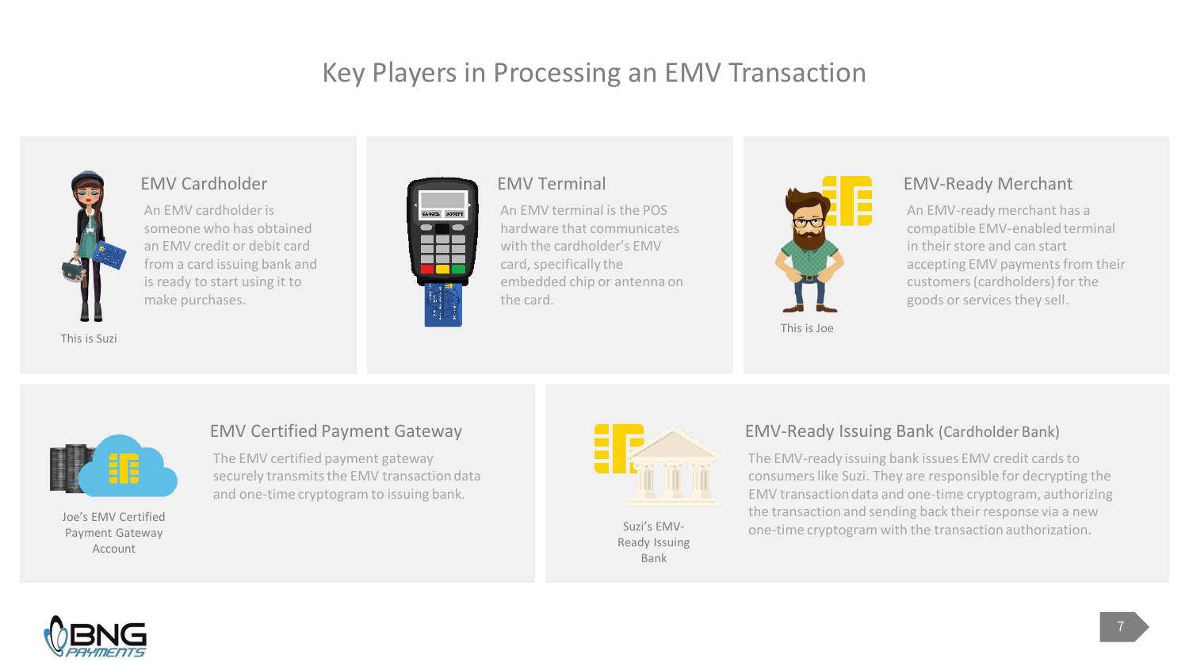# Key Players in Processing an EMV Transaction

## EMV Cardholder

An EMV cardholder is someone who has obtained an EMV credit or debit card from a card issuing bank and is ready to start using it to make purchases.

This is Suzi

## EMV Terminal

An EMV terminal is the POS hardware that communicates with the cardholder's EMV card, specifically the embedded chip or antenna on the card.

## EMV-Ready Merchant

An EMV-ready merchant has a compatible EMV-enabled terminal in their store and can start accepting EMV payments from their customers (cardholders) for the goods or services they sell.

This is Joe

## EMV Certified Payment Gateway

The EMV certified payment gateway securely transmits the EMV transaction data and one-time cryptogram to issuing bank.

Joe's EMV Certified Payment Gateway Account

## EMV-Ready Issuing Bank (Cardholder Bank)

The EMV-ready issuing bank issues EMV credit cards to consumers like Suzi. They are responsible for decrypting the EMV transaction data and one-time cryptogram, authorizing the transaction and sending back their response via a new one-time cryptogram with the transaction authorization.

Suzi's EMV-Ready Issuing Bank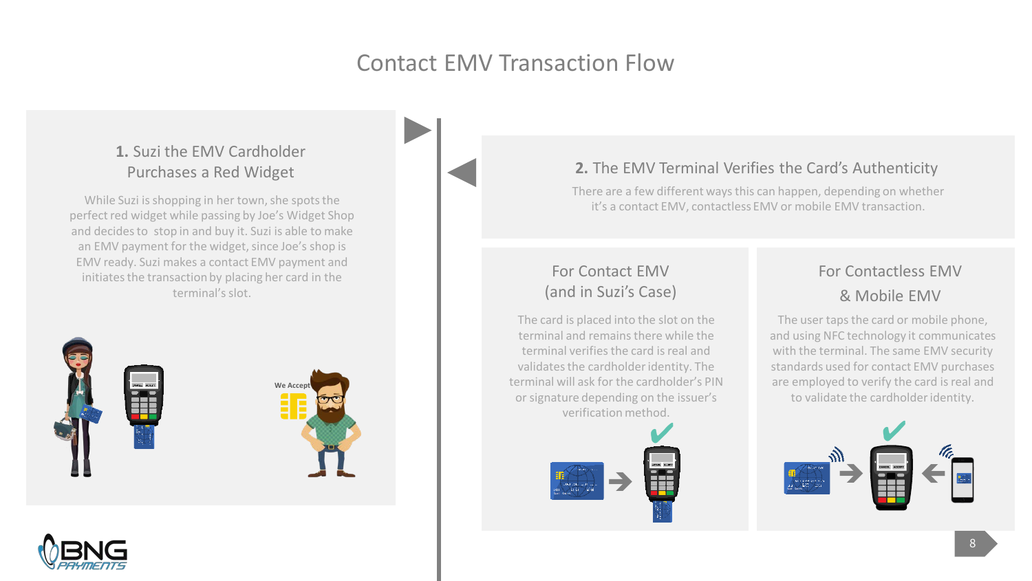# Contact EMV Transaction Flow

## 1. Suzi the EMV Cardholder Purchases a Red Widget

While Suzi is shopping in her town, she spots the perfect red widget while passing by Joe's Widget Shop and decides to stop in and buy it. Suzi is able to make an EMV payment for the widget, since Joe's shop is EMV ready. Suzi makes a contact EMV payment and initiates the transaction by placing her card in the terminal's slot.

We Accept

## 2. The EMV Terminal Verifies the Card's Authenticity

There are a few different ways this can happen, depending on whether it's a contact EMV, contactless EMV or mobile EMV transaction.

### For Contact EMV (and in Suzi's Case)

The card is placed into the slot on the terminal and remains there while the terminal verifies the card is real and validates the cardholder identity. The terminal will ask for the cardholder's PIN or signature depending on the issuer's verification method.

### For Contactless EMV & Mobile EMV

The user taps the card or mobile phone, and using NFC technology it communicates with the terminal. The same EMV security standards used for contact EMV purchases are employed to verify the card is real and to validate the cardholder identity.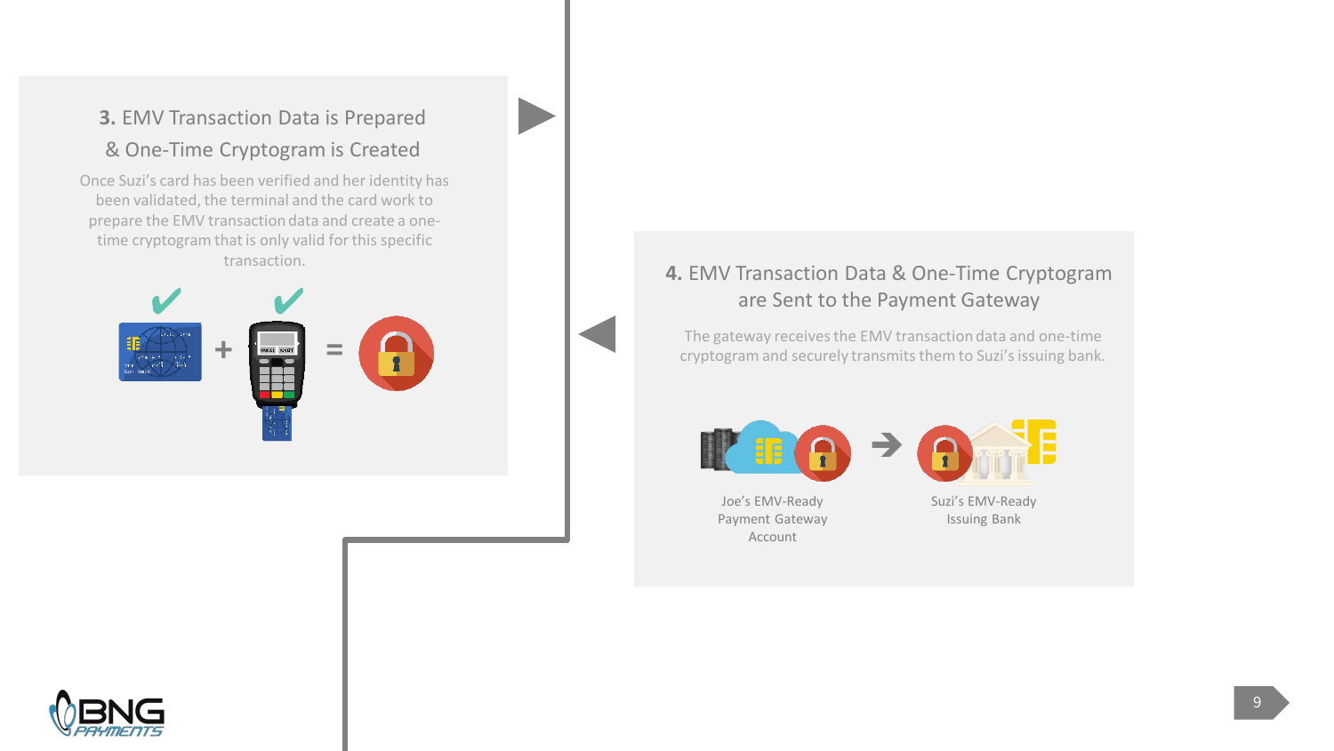## **3.** EMV Transaction Data is Prepared & One-Time Cryptogram is Created

Once Suzi's card has been verified and her identity has been validated, the terminal and the card work to prepare the EMV transaction data and create a one-time cryptogram that is only valid for this specific transaction.

## **4.** EMV Transaction Data & One-Time Cryptogram are Sent to the Payment Gateway

The gateway receives the EMV transaction data and one-time cryptogram and securely transmits them to Suzi's issuing bank.

Joe's EMV-Ready Payment Gateway Account

Suzi's EMV-Ready Issuing Bank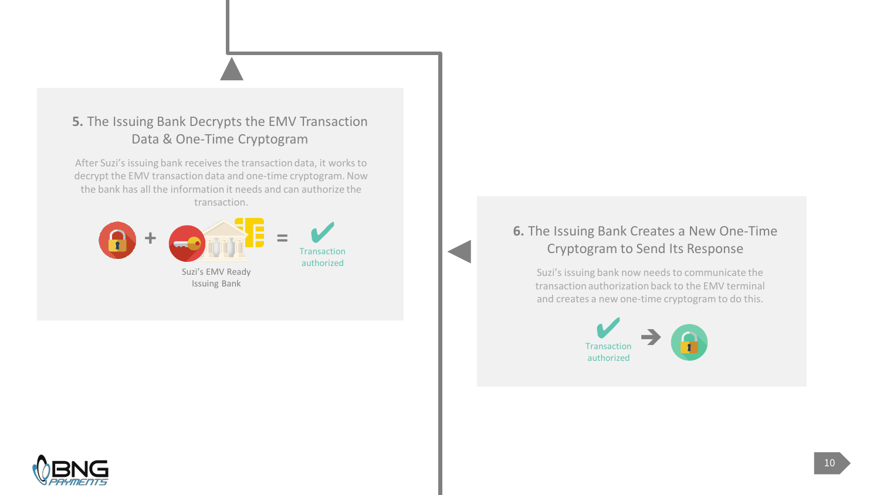## 5. The Issuing Bank Decrypts the EMV Transaction Data & One-Time Cryptogram

After Suzi's issuing bank receives the transaction data, it works to decrypt the EMV transaction data and one-time cryptogram. Now the bank has all the information it needs and can authorize the transaction.

+ Suzi's EMV Ready Issuing Bank = Transaction authorized

## 6. The Issuing Bank Creates a New One-Time Cryptogram to Send Its Response

Suzi's issuing bank now needs to communicate the transaction authorization back to the EMV terminal and creates a new one-time cryptogram to do this.

Transaction authorized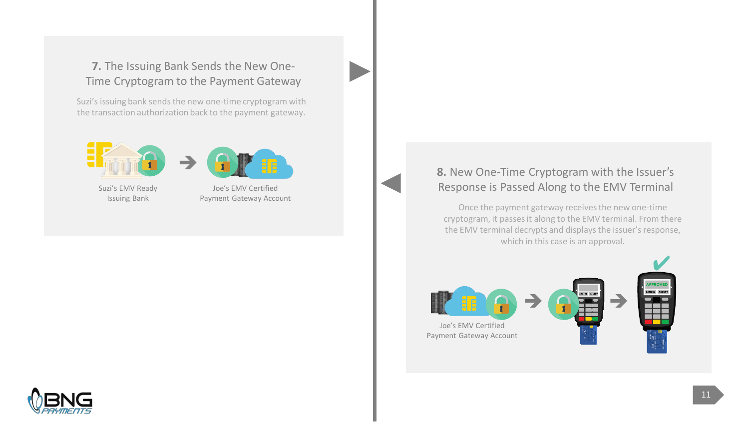## 7. The Issuing Bank Sends the New One-Time Cryptogram to the Payment Gateway

Suzi's issuing bank sends the new one-time cryptogram with the transaction authorization back to the payment gateway.

Suzi's EMV Ready Issuing Bank → Joe's EMV Certified Payment Gateway Account

## 8. New One-Time Cryptogram with the Issuer's Response is Passed Along to the EMV Terminal

Once the payment gateway receives the new one-time cryptogram, it passes it along to the EMV terminal. From there the EMV terminal decrypts and displays the issuer's response, which in this case is an approval.

Joe's EMV Certified Payment Gateway Account → → APPROVED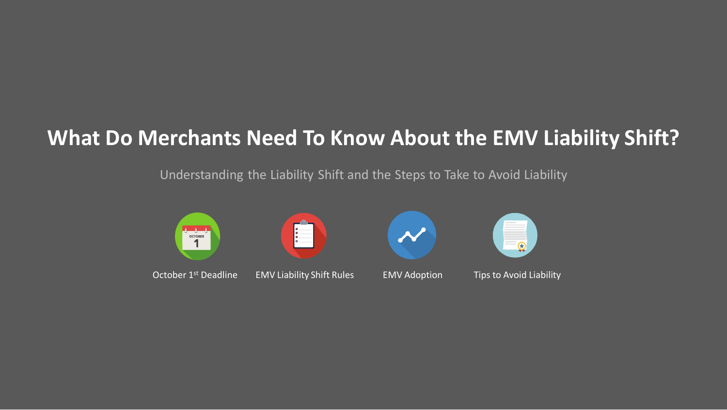# What Do Merchants Need To Know About the EMV Liability Shift?

Understanding the Liability Shift and the Steps to Take to Avoid Liability

- October 1st Deadline
- EMV Liability Shift Rules
- EMV Adoption
- Tips to Avoid Liability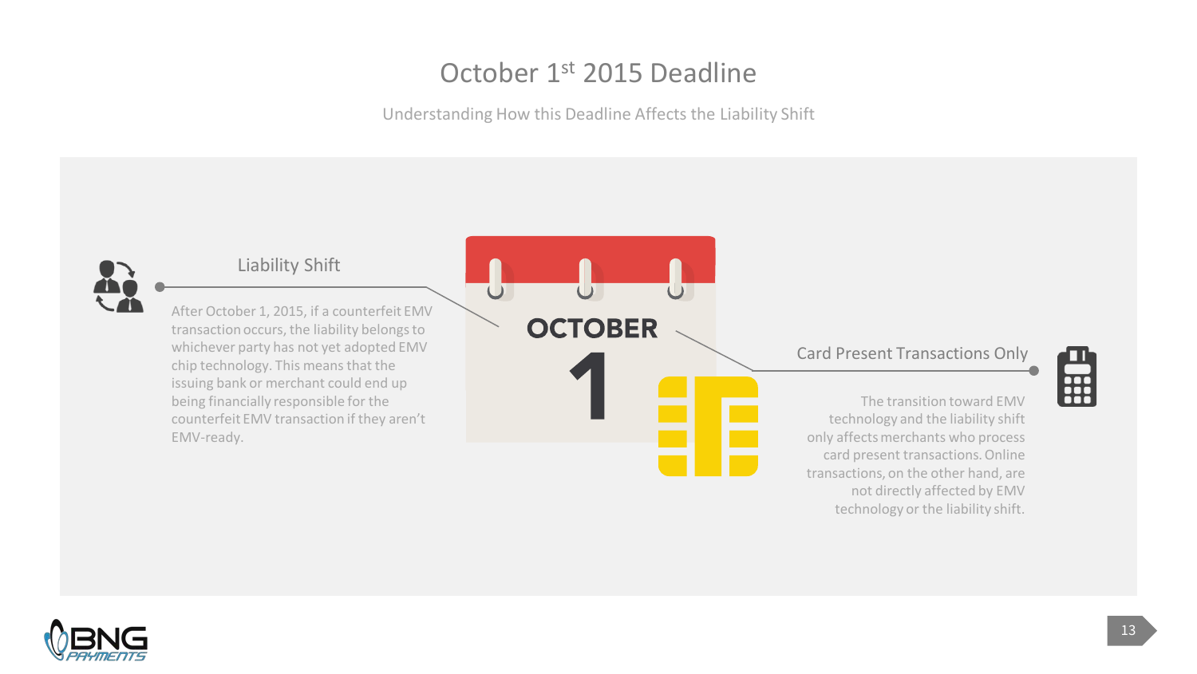# October 1st 2015 Deadline

Understanding How this Deadline Affects the Liability Shift

## Liability Shift

After October 1, 2015, if a counterfeit EMV transaction occurs, the liability belongs to whichever party has not yet adopted EMV chip technology. This means that the issuing bank or merchant could end up being financially responsible for the counterfeit EMV transaction if they aren't EMV-ready.

OCTOBER 1

## Card Present Transactions Only

The transition toward EMV technology and the liability shift only affects merchants who process card present transactions. Online transactions, on the other hand, are not directly affected by EMV technology or the liability shift.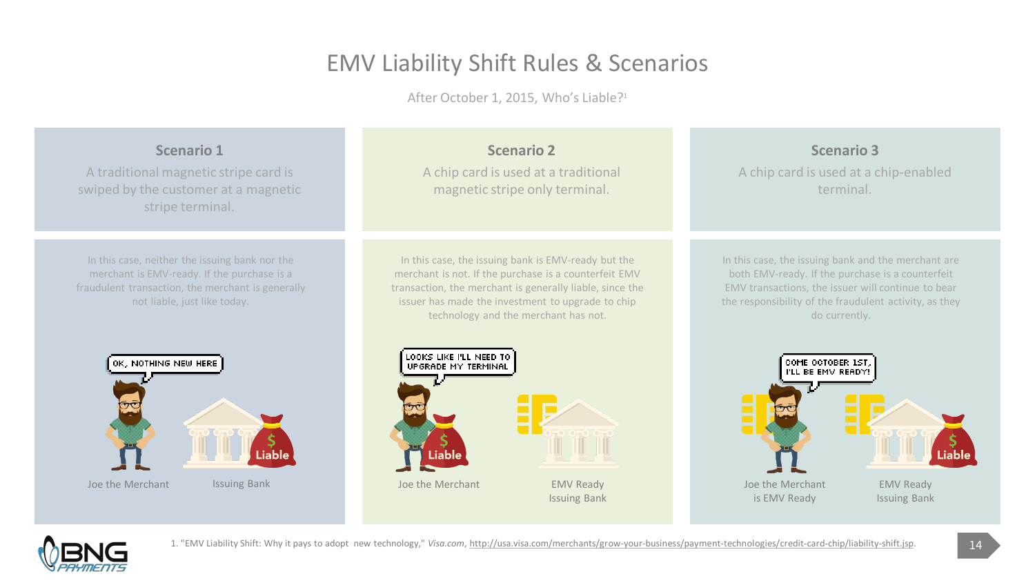# EMV Liability Shift Rules & Scenarios

After October 1, 2015, Who's Liable?[1]

## Scenario 1

A traditional magnetic stripe card is swiped by the customer at a magnetic stripe terminal.

In this case, neither the issuing bank nor the merchant is EMV-ready. If the purchase is a fraudulent transaction, the merchant is generally not liable, just like today.

OK, NOTHING NEW HERE

Joe the Merchant

Issuing Bank — Liable

## Scenario 2

A chip card is used at a traditional magnetic stripe only terminal.

In this case, the issuing bank is EMV-ready but the merchant is not. If the purchase is a counterfeit EMV transaction, the merchant is generally liable, since the issuer has made the investment to upgrade to chip technology and the merchant has not.

LOOKS LIKE I'LL NEED TO UPGRADE MY TERMINAL

Joe the Merchant — Liable

EMV Ready Issuing Bank

## Scenario 3

A chip card is used at a chip-enabled terminal.

In this case, the issuing bank and the merchant are both EMV-ready. If the purchase is a counterfeit EMV transactions, the issuer will continue to bear the responsibility of the fraudulent activity, as they do currently.

COME OCTOBER 1ST, I'LL BE EMV READY!

Joe the Merchant is EMV Ready

EMV Ready Issuing Bank — Liable

1. "EMV Liability Shift: Why it pays to adopt new technology," *Visa.com*, http://usa.visa.com/merchants/grow-your-business/payment-technologies/credit-card-chip/liability-shift.jsp.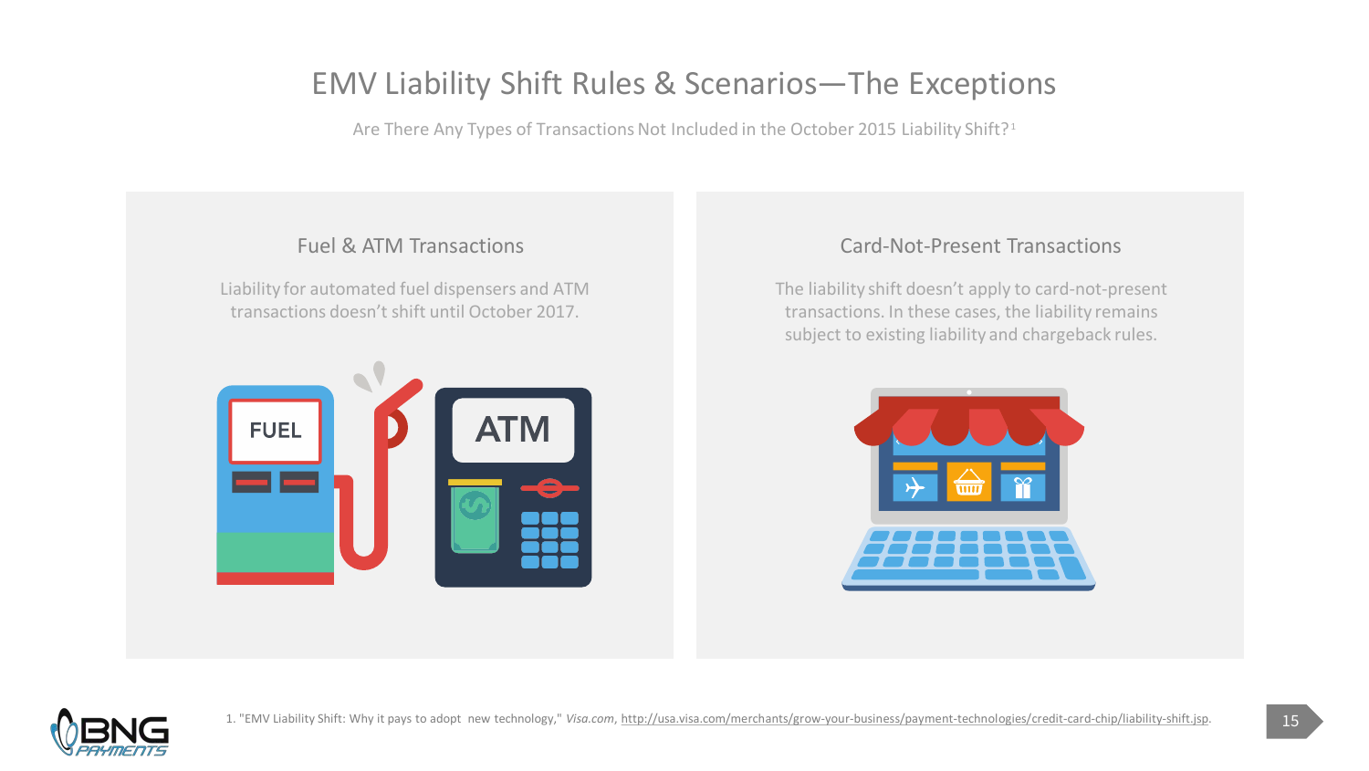# EMV Liability Shift Rules & Scenarios—The Exceptions

Are There Any Types of Transactions Not Included in the October 2015 Liability Shift?[1]

## Fuel & ATM Transactions

Liability for automated fuel dispensers and ATM transactions doesn't shift until October 2017.

## Card-Not-Present Transactions

The liability shift doesn't apply to card-not-present transactions. In these cases, the liability remains subject to existing liability and chargeback rules.

1. "EMV Liability Shift: Why it pays to adopt new technology," *Visa.com*, http://usa.visa.com/merchants/grow-your-business/payment-technologies/credit-card-chip/liability-shift.jsp.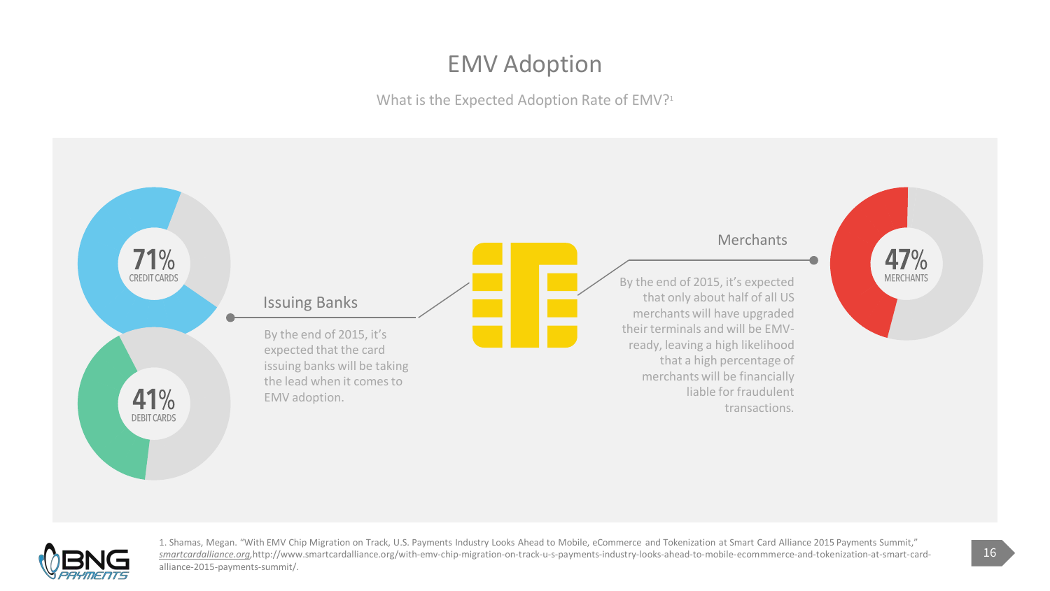# EMV Adoption

What is the Expected Adoption Rate of EMV?[1]

71% CREDIT CARDS

41% DEBIT CARDS

## Issuing Banks

By the end of 2015, it's expected that the card issuing banks will be taking the lead when it comes to EMV adoption.

## Merchants

By the end of 2015, it's expected that only about half of all US merchants will have upgraded their terminals and will be EMV-ready, leaving a high likelihood that a high percentage of merchants will be financially liable for fraudulent transactions.

47% MERCHANTS

1. Shamas, Megan. "With EMV Chip Migration on Track, U.S. Payments Industry Looks Ahead to Mobile, eCommerce and Tokenization at Smart Card Alliance 2015 Payments Summit," *smartcardalliance.org*, http://www.smartcardalliance.org/with-emv-chip-migration-on-track-u-s-payments-industry-looks-ahead-to-mobile-ecommmerce-and-tokenization-at-smart-card-alliance-2015-payments-summit/.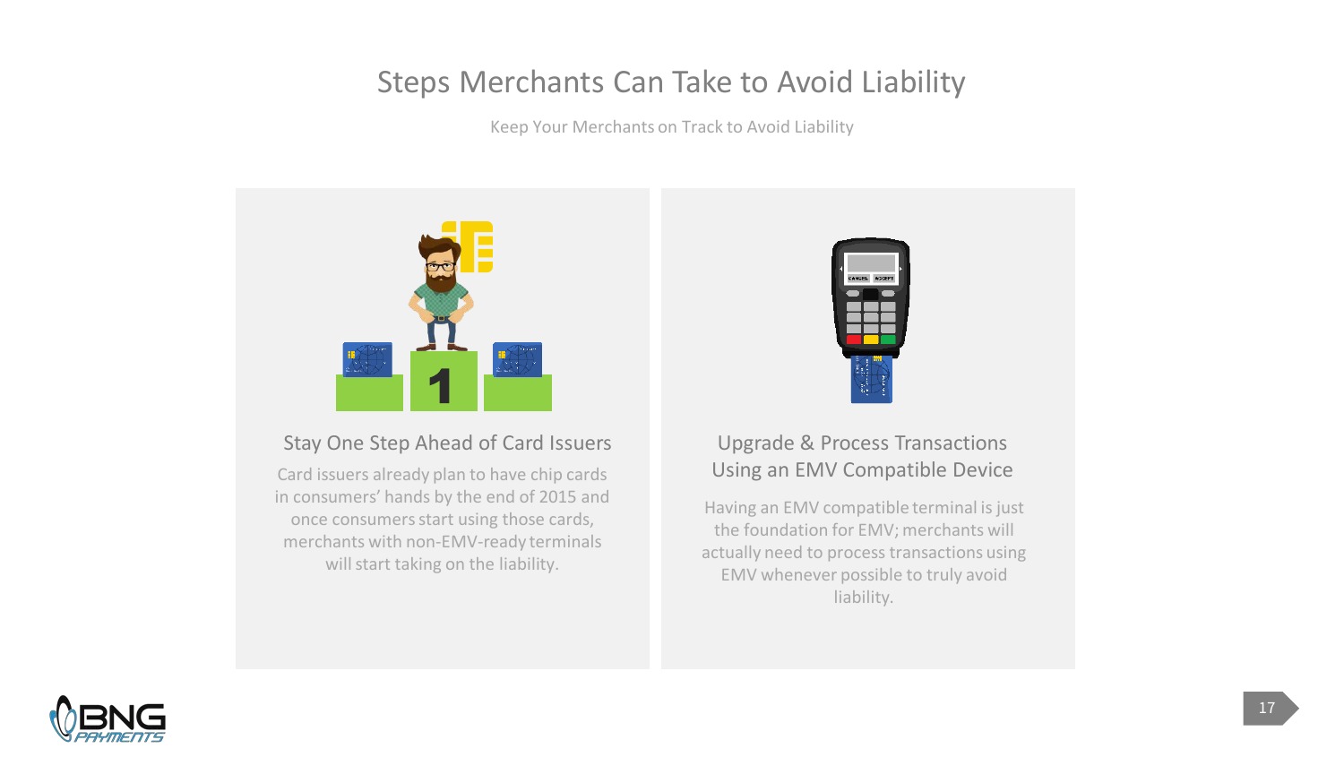# Steps Merchants Can Take to Avoid Liability

Keep Your Merchants on Track to Avoid Liability

## Stay One Step Ahead of Card Issuers

Card issuers already plan to have chip cards in consumers' hands by the end of 2015 and once consumers start using those cards, merchants with non-EMV-ready terminals will start taking on the liability.

## Upgrade & Process Transactions Using an EMV Compatible Device

Having an EMV compatible terminal is just the foundation for EMV; merchants will actually need to process transactions using EMV whenever possible to truly avoid liability.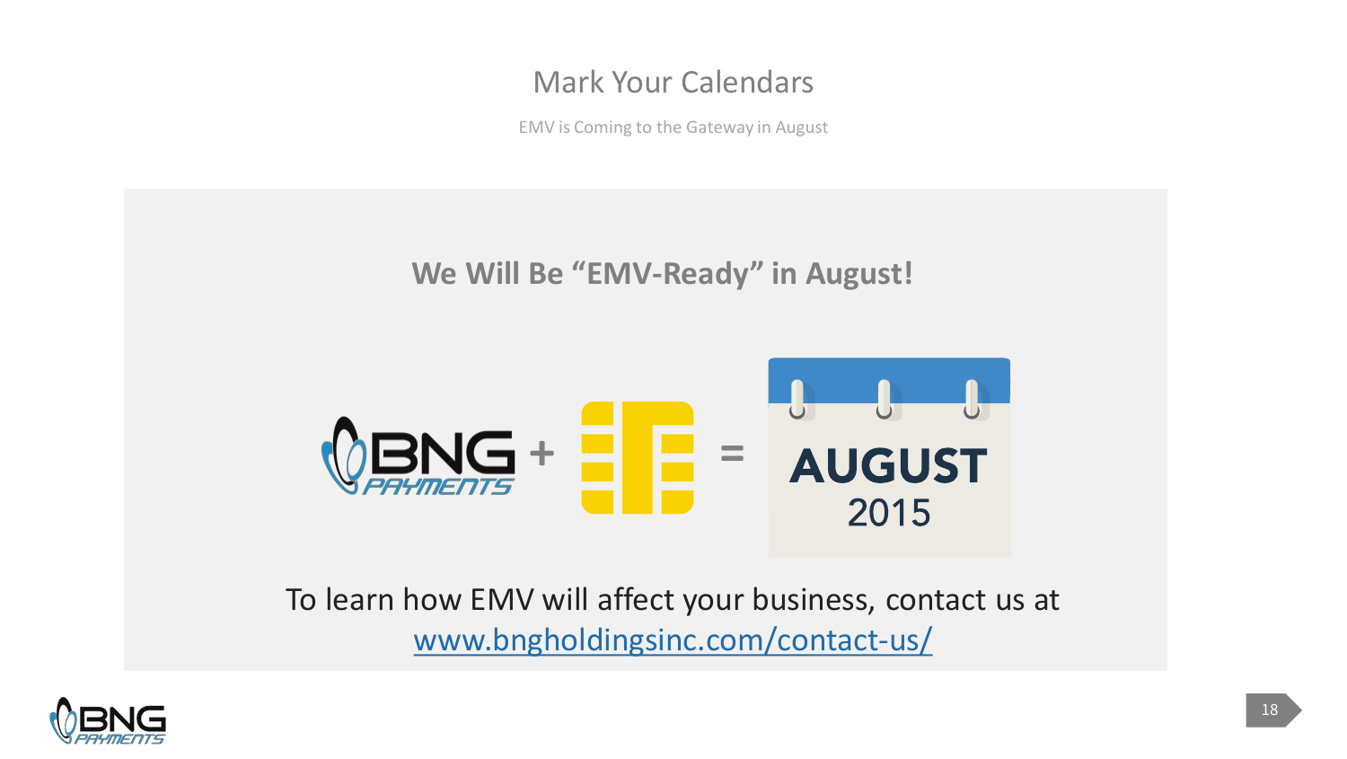# Mark Your Calendars

EMV is Coming to the Gateway in August

## We Will Be "EMV-Ready" in August!

BNG PAYMENTS + = AUGUST 2015

To learn how EMV will affect your business, contact us at [www.bngholdingsinc.com/contact-us/](http://www.bngholdingsinc.com/contact-us/)